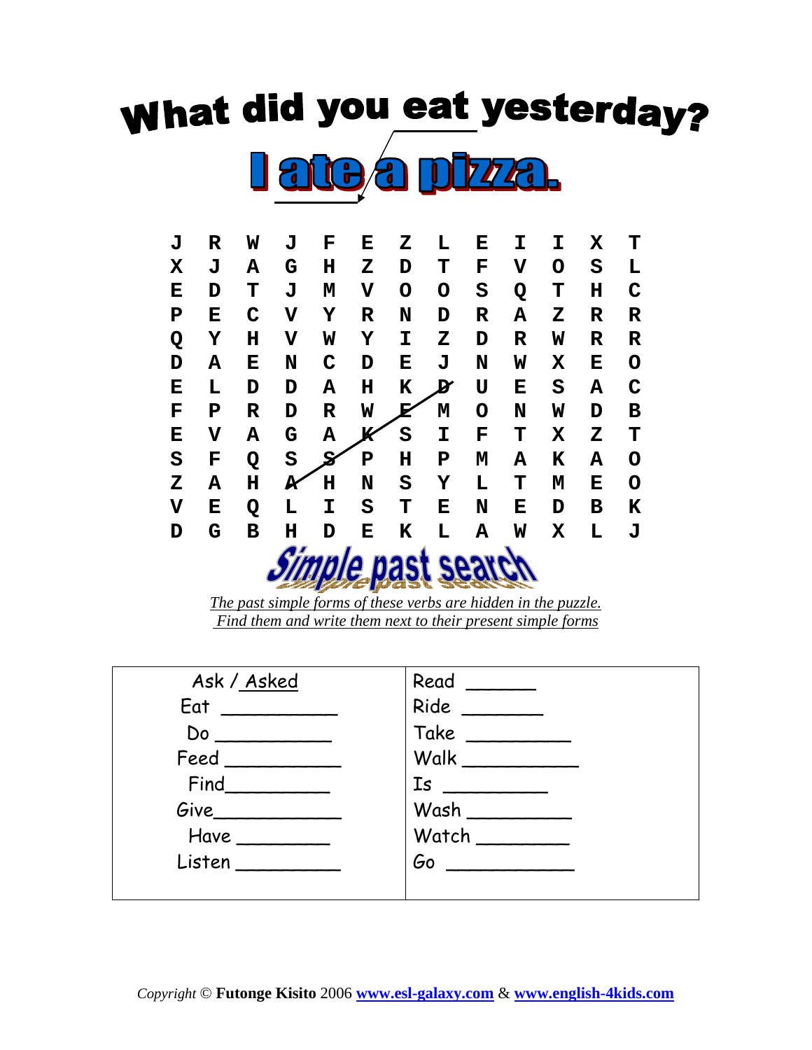# What did you eat yesterday?

## I ate a pizza.

| | | | | | | | | | | | | |
|---|---|---|---|---|---|---|---|---|---|---|---|---|
| J | R | W | J | F | E | Z | L | E | I | I | X | T |
| X | J | A | G | H | Z | D | T | F | V | O | S | L |
| E | D | T | J | M | V | O | O | S | Q | T | H | C |
| P | E | C | V | Y | R | N | D | R | A | Z | R | R |
| Q | Y | H | V | W | Y | I | Z | D | R | W | R | R |
| D | A | E | N | C | D | E | J | N | W | X | E | O |
| E | L | D | D | A | H | K | D | U | E | S | A | C |
| F | P | R | D | R | W | E | M | O | N | W | D | B |
| E | V | A | G | A | K | S | I | F | T | X | Z | T |
| S | F | Q | S | S | P | H | P | M | A | K | A | O |
| Z | A | H | A | H | N | S | Y | L | T | M | E | O |
| V | E | Q | L | I | S | T | E | N | E | D | B | K |
| D | G | B | H | D | E | K | L | A | W | X | L | J |

## Simple past search

*The past simple forms of these verbs are hidden in the puzzle.*
*Find them and write them next to their present simple forms*

| | |
|---|---|
| Ask / Asked | Read ______ |
| Eat __________ | Ride _______ |
| Do __________ | Take _________ |
| Feed __________ | Walk __________ |
| Find_________ | Is _________ |
| Give___________ | Wash _________ |
| Have ________ | Watch ________ |
| Listen _________ | Go ___________ |

*Copyright* © **Futonge Kisito** 2006 **www.esl-galaxy.com** & **www.english-4kids.com**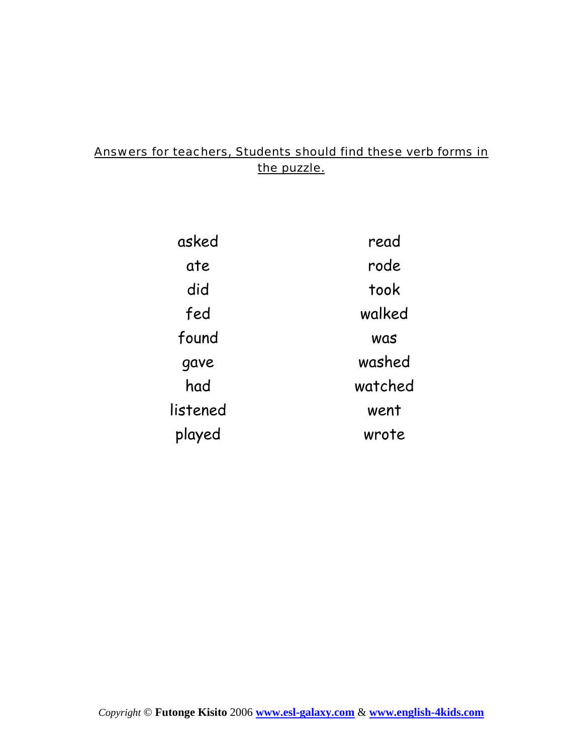Answers for teachers, Students should find these verb forms in the puzzle.

| | |
|---|---|
| asked | read |
| ate | rode |
| did | took |
| fed | walked |
| found | was |
| gave | washed |
| had | watched |
| listened | went |
| played | wrote |

*Copyright* © **Futonge Kisito** 2006 **www.esl-galaxy.com** & **www.english-4kids.com**